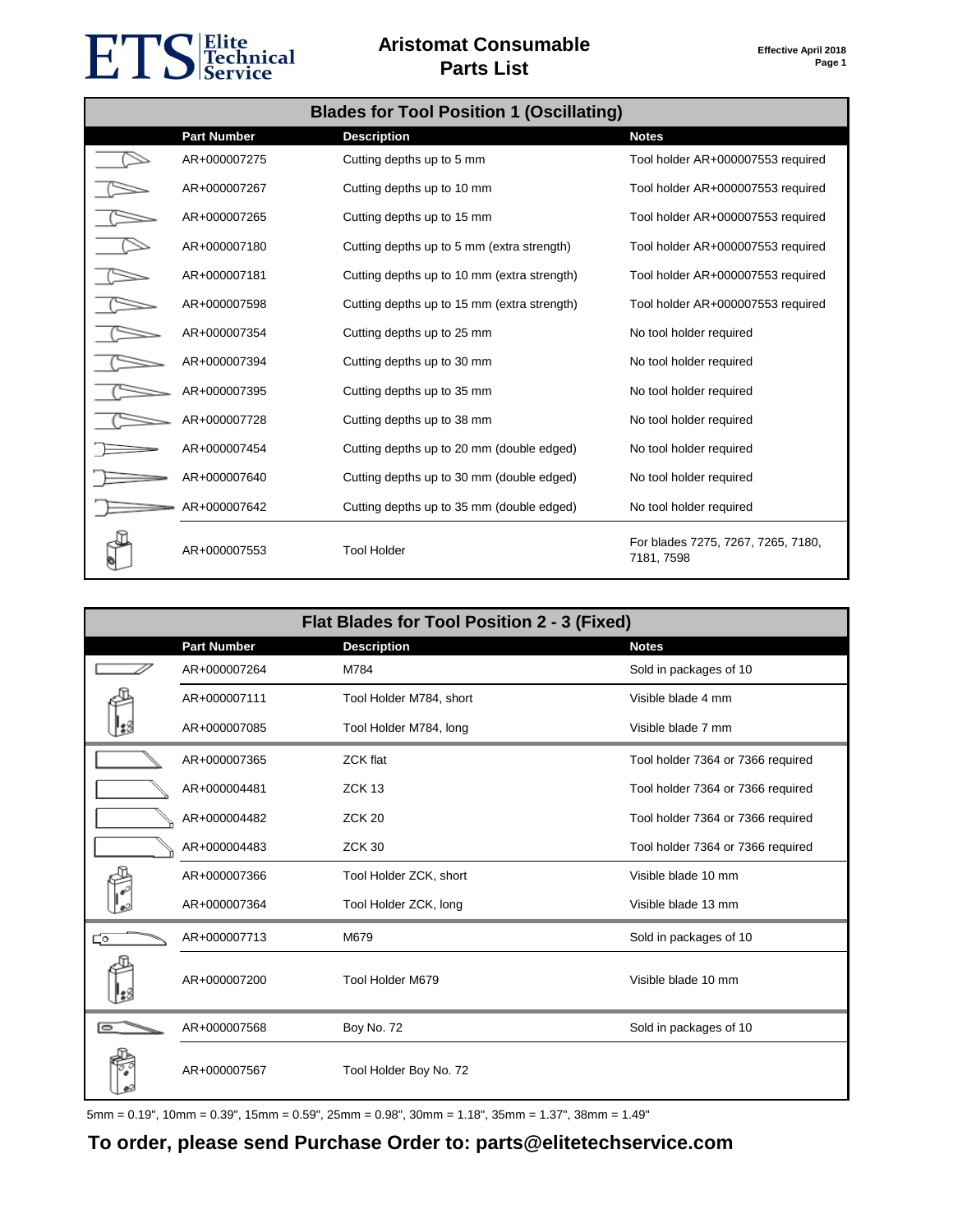# Aristomat Consumable Parts List

Effective April 2018

## Blades for Tool Position 1 (Oscillating)

| Part Number | Description | Notes |
|---|---|---|
| AR+000007275 | Cutting depths up to 5 mm | Tool holder AR+000007553 required |
| AR+000007267 | Cutting depths up to 10 mm | Tool holder AR+000007553 required |
| AR+000007265 | Cutting depths up to 15 mm | Tool holder AR+000007553 required |
| AR+000007180 | Cutting depths up to 5 mm (extra strength) | Tool holder AR+000007553 required |
| AR+000007181 | Cutting depths up to 10 mm (extra strength) | Tool holder AR+000007553 required |
| AR+000007598 | Cutting depths up to 15 mm (extra strength) | Tool holder AR+000007553 required |
| AR+000007354 | Cutting depths up to 25 mm | No tool holder required |
| AR+000007394 | Cutting depths up to 30 mm | No tool holder required |
| AR+000007395 | Cutting depths up to 35 mm | No tool holder required |
| AR+000007728 | Cutting depths up to 38 mm | No tool holder required |
| AR+000007454 | Cutting depths up to 20 mm (double edged) | No tool holder required |
| AR+000007640 | Cutting depths up to 30 mm (double edged) | No tool holder required |
| AR+000007642 | Cutting depths up to 35 mm (double edged) | No tool holder required |
| AR+000007553 | Tool Holder | For blades 7275, 7267, 7265, 7180, 7181, 7598 |

## Flat Blades for Tool Position 2 - 3 (Fixed)

| Part Number | Description | Notes |
|---|---|---|
| AR+000007264 | M784 | Sold in packages of 10 |
| AR+000007111 | Tool Holder M784, short | Visible blade 4 mm |
| AR+000007085 | Tool Holder M784, long | Visible blade 7 mm |
| AR+000007365 | ZCK flat | Tool holder 7364 or 7366 required |
| AR+000004481 | ZCK 13 | Tool holder 7364 or 7366 required |
| AR+000004482 | ZCK 20 | Tool holder 7364 or 7366 required |
| AR+000004483 | ZCK 30 | Tool holder 7364 or 7366 required |
| AR+000007366 | Tool Holder ZCK, short | Visible blade 10 mm |
| AR+000007364 | Tool Holder ZCK, long | Visible blade 13 mm |
| AR+000007713 | M679 | Sold in packages of 10 |
| AR+000007200 | Tool Holder M679 | Visible blade 10 mm |
| AR+000007568 | Boy No. 72 | Sold in packages of 10 |
| AR+000007567 | Tool Holder Boy No. 72 | |

5mm = 0.19", 10mm = 0.39", 15mm = 0.59", 25mm = 0.98", 30mm = 1.18", 35mm = 1.37", 38mm = 1.49"

**To order, please send Purchase Order to: parts@elitetechservice.com**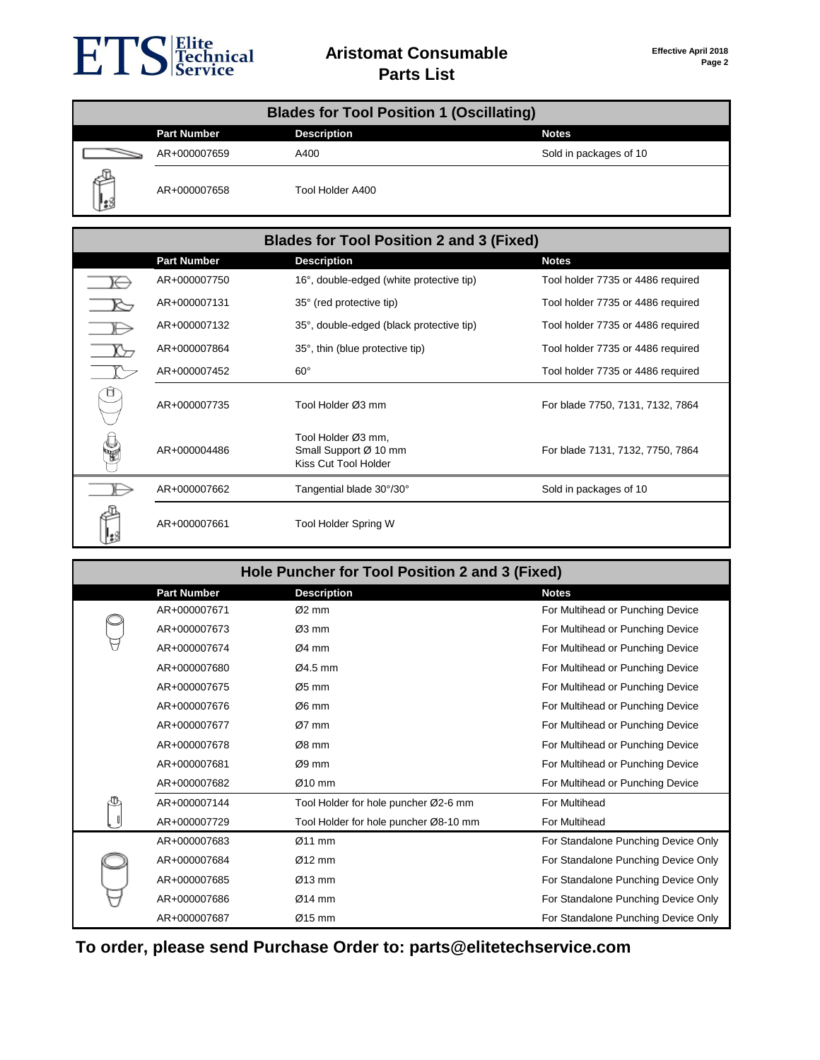# Aristomat Consumable Parts List

Effective April 2018

## Blades for Tool Position 1 (Oscillating)

| Part Number | Description | Notes |
|---|---|---|
| AR+000007659 | A400 | Sold in packages of 10 |
| AR+000007658 | Tool Holder A400 | |

## Blades for Tool Position 2 and 3 (Fixed)

| Part Number | Description | Notes |
|---|---|---|
| AR+000007750 | 16°, double-edged (white protective tip) | Tool holder 7735 or 4486 required |
| AR+000007131 | 35° (red protective tip) | Tool holder 7735 or 4486 required |
| AR+000007132 | 35°, double-edged (black protective tip) | Tool holder 7735 or 4486 required |
| AR+000007864 | 35°, thin (blue protective tip) | Tool holder 7735 or 4486 required |
| AR+000007452 | 60° | Tool holder 7735 or 4486 required |
| AR+000007735 | Tool Holder Ø3 mm | For blade 7750, 7131, 7132, 7864 |
| AR+000004486 | Tool Holder Ø3 mm, Small Support Ø 10 mm Kiss Cut Tool Holder | For blade 7131, 7132, 7750, 7864 |
| AR+000007662 | Tangential blade 30°/30° | Sold in packages of 10 |
| AR+000007661 | Tool Holder Spring W | |

## Hole Puncher for Tool Position 2 and 3 (Fixed)

| Part Number | Description | Notes |
|---|---|---|
| AR+000007671 | Ø2 mm | For Multihead or Punching Device |
| AR+000007673 | Ø3 mm | For Multihead or Punching Device |
| AR+000007674 | Ø4 mm | For Multihead or Punching Device |
| AR+000007680 | Ø4.5 mm | For Multihead or Punching Device |
| AR+000007675 | Ø5 mm | For Multihead or Punching Device |
| AR+000007676 | Ø6 mm | For Multihead or Punching Device |
| AR+000007677 | Ø7 mm | For Multihead or Punching Device |
| AR+000007678 | Ø8 mm | For Multihead or Punching Device |
| AR+000007681 | Ø9 mm | For Multihead or Punching Device |
| AR+000007682 | Ø10 mm | For Multihead or Punching Device |
| AR+000007144 | Tool Holder for hole puncher Ø2-6 mm | For Multihead |
| AR+000007729 | Tool Holder for hole puncher Ø8-10 mm | For Multihead |
| AR+000007683 | Ø11 mm | For Standalone Punching Device Only |
| AR+000007684 | Ø12 mm | For Standalone Punching Device Only |
| AR+000007685 | Ø13 mm | For Standalone Punching Device Only |
| AR+000007686 | Ø14 mm | For Standalone Punching Device Only |
| AR+000007687 | Ø15 mm | For Standalone Punching Device Only |

**To order, please send Purchase Order to: parts@elitetechservice.com**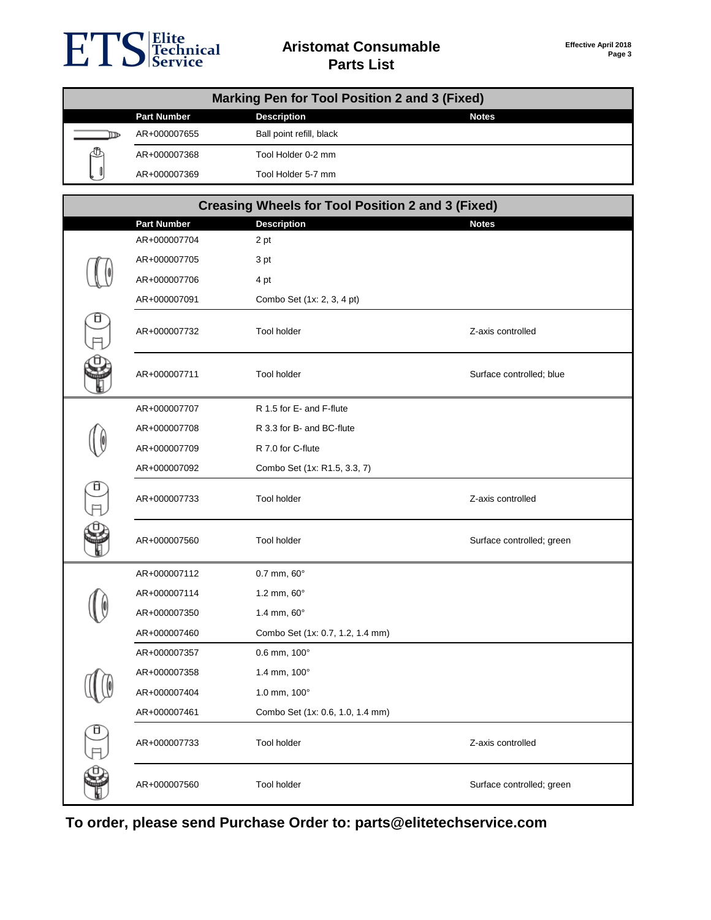# Aristomat Consumable Parts List

## Marking Pen for Tool Position 2 and 3 (Fixed)

| Part Number | Description | Notes |
|---|---|---|
| AR+000007655 | Ball point refill, black | |
| AR+000007368 | Tool Holder 0-2 mm | |
| AR+000007369 | Tool Holder 5-7 mm | |

## Creasing Wheels for Tool Position 2 and 3 (Fixed)

| Part Number | Description | Notes |
|---|---|---|
| AR+000007704 | 2 pt | |
| AR+000007705 | 3 pt | |
| AR+000007706 | 4 pt | |
| AR+000007091 | Combo Set (1x: 2, 3, 4 pt) | |
| AR+000007732 | Tool holder | Z-axis controlled |
| AR+000007711 | Tool holder | Surface controlled; blue |
| AR+000007707 | R 1.5 for E- and F-flute | |
| AR+000007708 | R 3.3 for B- and BC-flute | |
| AR+000007709 | R 7.0 for C-flute | |
| AR+000007092 | Combo Set (1x: R1.5, 3.3, 7) | |
| AR+000007733 | Tool holder | Z-axis controlled |
| AR+000007560 | Tool holder | Surface controlled; green |
| AR+000007112 | 0.7 mm, 60° | |
| AR+000007114 | 1.2 mm, 60° | |
| AR+000007350 | 1.4 mm, 60° | |
| AR+000007460 | Combo Set (1x: 0.7, 1.2, 1.4 mm) | |
| AR+000007357 | 0.6 mm, 100° | |
| AR+000007358 | 1.4 mm, 100° | |
| AR+000007404 | 1.0 mm, 100° | |
| AR+000007461 | Combo Set (1x: 0.6, 1.0, 1.4 mm) | |
| AR+000007733 | Tool holder | Z-axis controlled |
| AR+000007560 | Tool holder | Surface controlled; green |

**To order, please send Purchase Order to: parts@elitetechservice.com**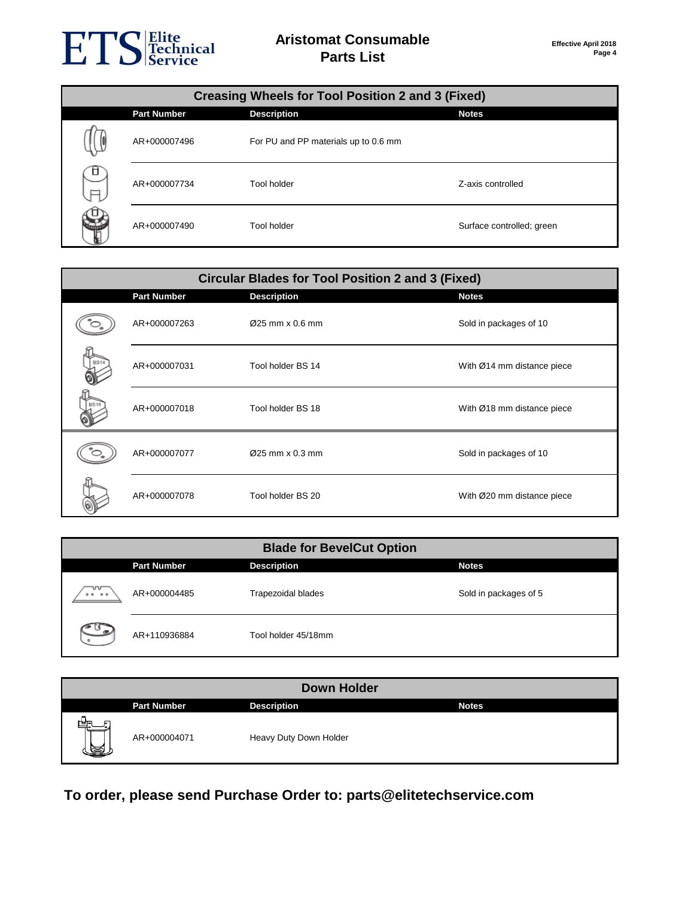# Aristomat Consumable Parts List

Effective April 2018

## Creasing Wheels for Tool Position 2 and 3 (Fixed)

| Part Number | Description | Notes |
|---|---|---|
| AR+000007496 | For PU and PP materials up to 0.6 mm | |
| AR+000007734 | Tool holder | Z-axis controlled |
| AR+000007490 | Tool holder | Surface controlled; green |

## Circular Blades for Tool Position 2 and 3 (Fixed)

| Part Number | Description | Notes |
|---|---|---|
| AR+000007263 | Ø25 mm x 0.6 mm | Sold in packages of 10 |
| AR+000007031 | Tool holder BS 14 | With Ø14 mm distance piece |
| AR+000007018 | Tool holder BS 18 | With Ø18 mm distance piece |
| AR+000007077 | Ø25 mm x 0.3 mm | Sold in packages of 10 |
| AR+000007078 | Tool holder BS 20 | With Ø20 mm distance piece |

## Blade for BevelCut Option

| Part Number | Description | Notes |
|---|---|---|
| AR+000004485 | Trapezoidal blades | Sold in packages of 5 |
| AR+110936884 | Tool holder 45/18mm | |

## Down Holder

| Part Number | Description | Notes |
|---|---|---|
| AR+000004071 | Heavy Duty Down Holder | |

**To order, please send Purchase Order to: parts@elitetechservice.com**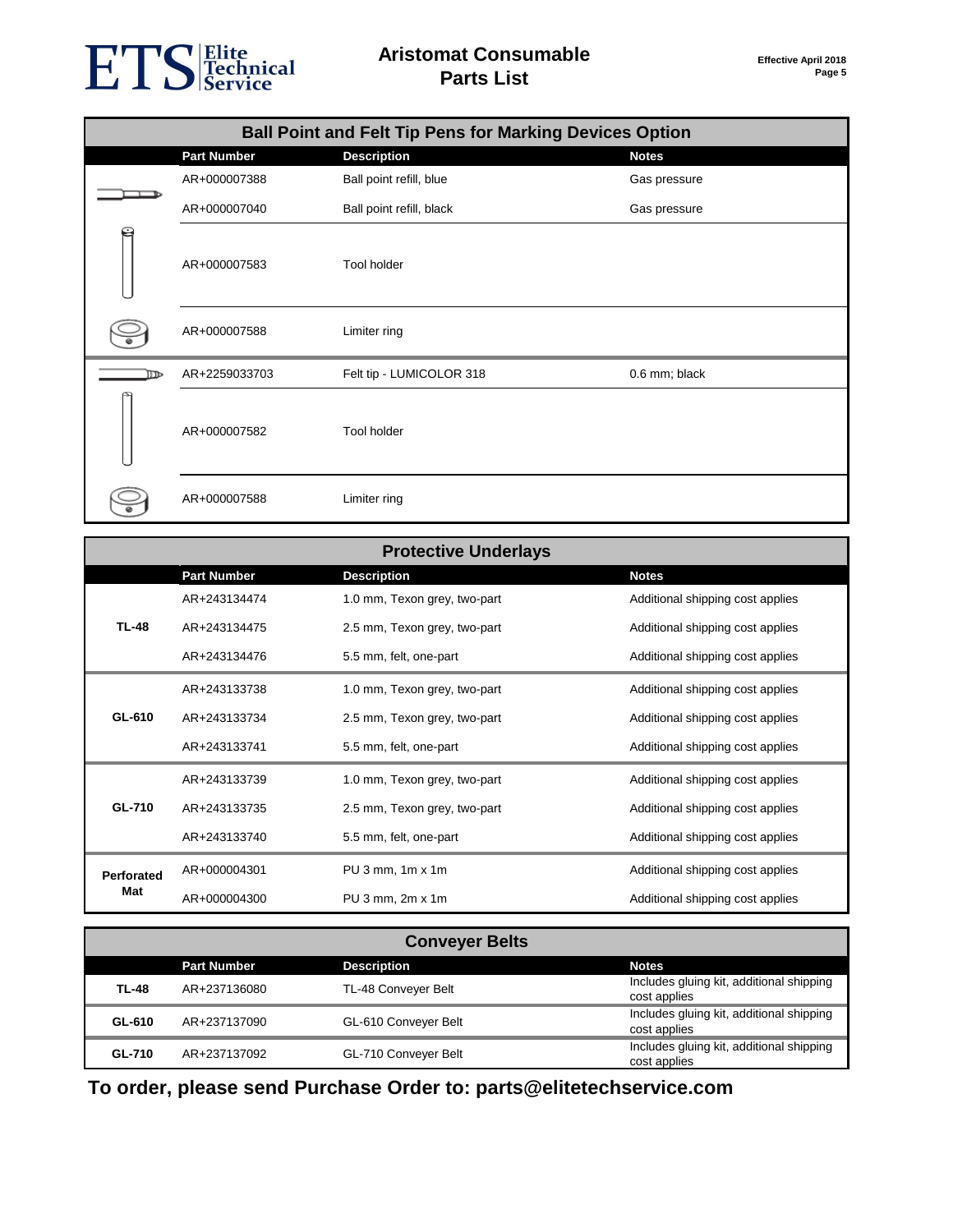# Aristomat Consumable Parts List

Effective April 2018

## Ball Point and Felt Tip Pens for Marking Devices Option

| | Part Number | Description | Notes |
|---|---|---|---|
| | AR+000007388 | Ball point refill, blue | Gas pressure |
| | AR+000007040 | Ball point refill, black | Gas pressure |
| | AR+000007583 | Tool holder | |
| | AR+000007588 | Limiter ring | |
| | AR+2259033703 | Felt tip - LUMICOLOR 318 | 0.6 mm; black |
| | AR+000007582 | Tool holder | |
| | AR+000007588 | Limiter ring | |

## Protective Underlays

| | Part Number | Description | Notes |
|---|---|---|---|
| **TL-48** | AR+243134474 | 1.0 mm, Texon grey, two-part | Additional shipping cost applies |
| | AR+243134475 | 2.5 mm, Texon grey, two-part | Additional shipping cost applies |
| | AR+243134476 | 5.5 mm, felt, one-part | Additional shipping cost applies |
| **GL-610** | AR+243133738 | 1.0 mm, Texon grey, two-part | Additional shipping cost applies |
| | AR+243133734 | 2.5 mm, Texon grey, two-part | Additional shipping cost applies |
| | AR+243133741 | 5.5 mm, felt, one-part | Additional shipping cost applies |
| **GL-710** | AR+243133739 | 1.0 mm, Texon grey, two-part | Additional shipping cost applies |
| | AR+243133735 | 2.5 mm, Texon grey, two-part | Additional shipping cost applies |
| | AR+243133740 | 5.5 mm, felt, one-part | Additional shipping cost applies |
| **Perforated Mat** | AR+000004301 | PU 3 mm, 1m x 1m | Additional shipping cost applies |
| | AR+000004300 | PU 3 mm, 2m x 1m | Additional shipping cost applies |

## Conveyer Belts

| | Part Number | Description | Notes |
|---|---|---|---|
| **TL-48** | AR+237136080 | TL-48 Conveyer Belt | Includes gluing kit, additional shipping cost applies |
| **GL-610** | AR+237137090 | GL-610 Conveyer Belt | Includes gluing kit, additional shipping cost applies |
| **GL-710** | AR+237137092 | GL-710 Conveyer Belt | Includes gluing kit, additional shipping cost applies |

**To order, please send Purchase Order to: parts@elitetechservice.com**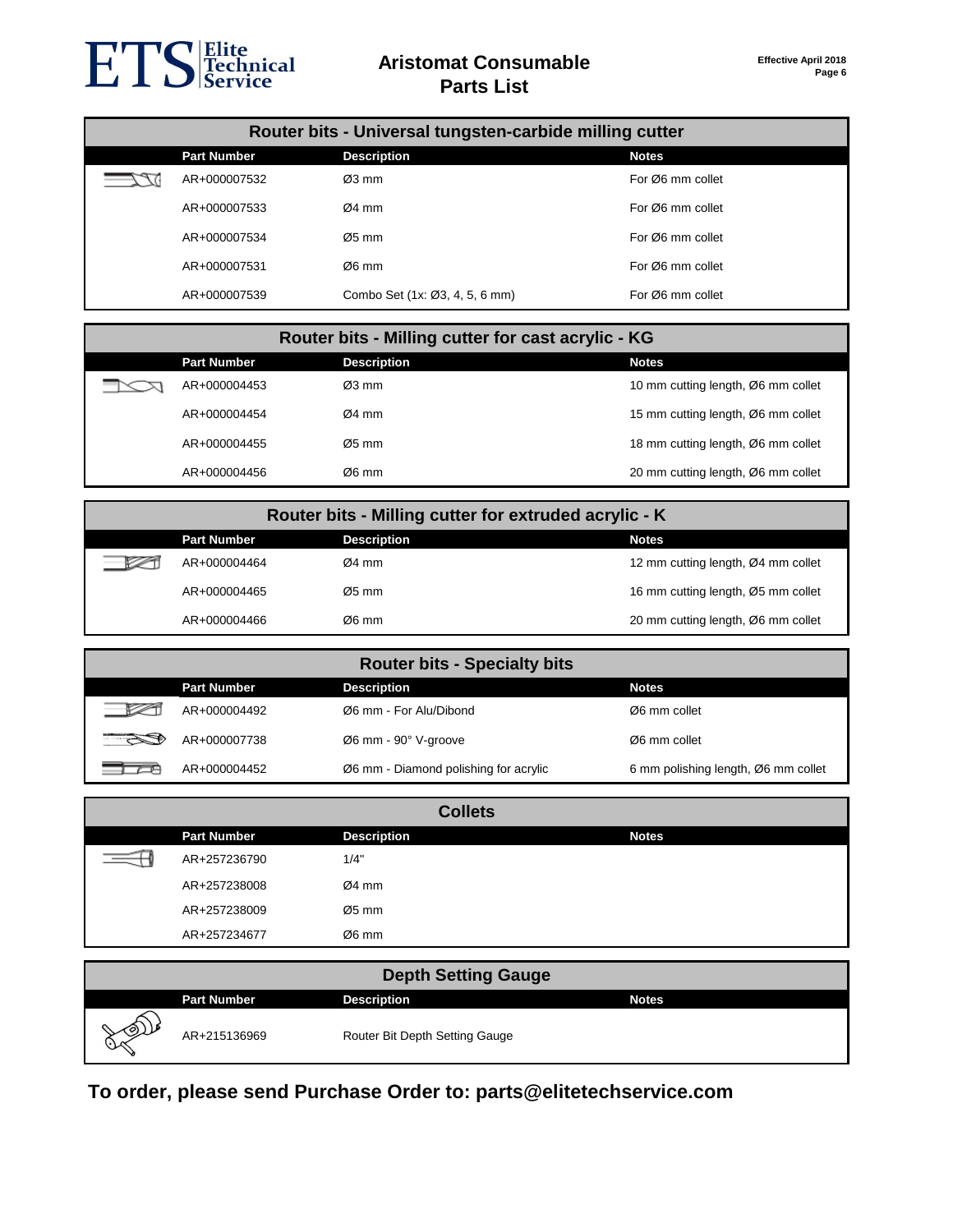# Aristomat Consumable Parts List

Effective April 2018

## Router bits - Universal tungsten-carbide milling cutter

| Part Number | Description | Notes |
|---|---|---|
| AR+000007532 | Ø3 mm | For Ø6 mm collet |
| AR+000007533 | Ø4 mm | For Ø6 mm collet |
| AR+000007534 | Ø5 mm | For Ø6 mm collet |
| AR+000007531 | Ø6 mm | For Ø6 mm collet |
| AR+000007539 | Combo Set (1x: Ø3, 4, 5, 6 mm) | For Ø6 mm collet |

## Router bits - Milling cutter for cast acrylic - KG

| Part Number | Description | Notes |
|---|---|---|
| AR+000004453 | Ø3 mm | 10 mm cutting length, Ø6 mm collet |
| AR+000004454 | Ø4 mm | 15 mm cutting length, Ø6 mm collet |
| AR+000004455 | Ø5 mm | 18 mm cutting length, Ø6 mm collet |
| AR+000004456 | Ø6 mm | 20 mm cutting length, Ø6 mm collet |

## Router bits - Milling cutter for extruded acrylic - K

| Part Number | Description | Notes |
|---|---|---|
| AR+000004464 | Ø4 mm | 12 mm cutting length, Ø4 mm collet |
| AR+000004465 | Ø5 mm | 16 mm cutting length, Ø5 mm collet |
| AR+000004466 | Ø6 mm | 20 mm cutting length, Ø6 mm collet |

## Router bits - Specialty bits

| Part Number | Description | Notes |
|---|---|---|
| AR+000004492 | Ø6 mm - For Alu/Dibond | Ø6 mm collet |
| AR+000007738 | Ø6 mm - 90° V-groove | Ø6 mm collet |
| AR+000004452 | Ø6 mm - Diamond polishing for acrylic | 6 mm polishing length, Ø6 mm collet |

## Collets

| Part Number | Description | Notes |
|---|---|---|
| AR+257236790 | 1/4" | |
| AR+257238008 | Ø4 mm | |
| AR+257238009 | Ø5 mm | |
| AR+257234677 | Ø6 mm | |

## Depth Setting Gauge

| Part Number | Description | Notes |
|---|---|---|
| AR+215136969 | Router Bit Depth Setting Gauge | |

**To order, please send Purchase Order to: parts@elitetechservice.com**